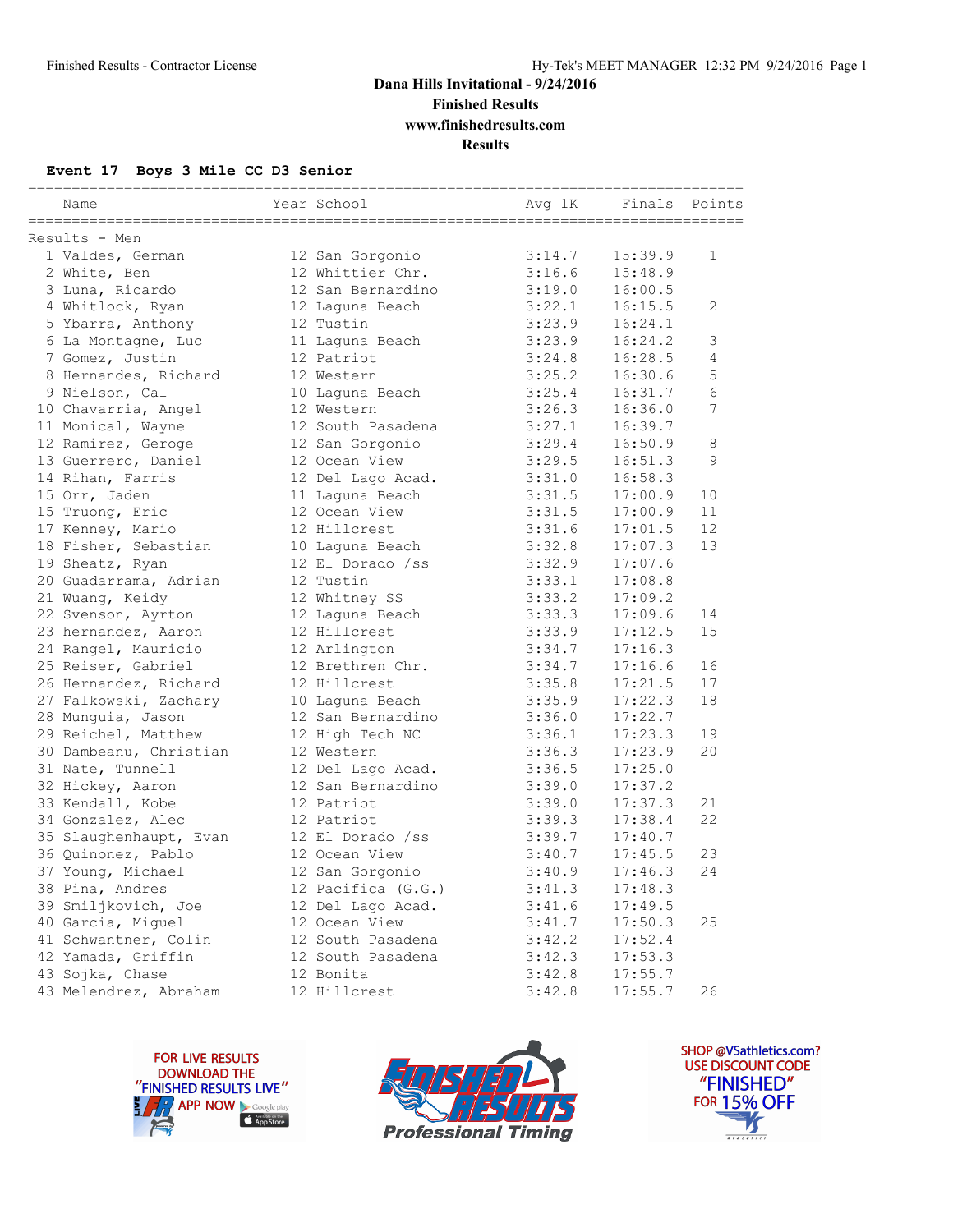Dana Hills Invitational - 9/24/2016

Finished Results

www.finishedresults.com

Results

**Event 17 Boys 3 Mile CC D3 Senior**

Results - Men

| | Name | Year | School | Avg 1K | Finals | Points |
|---|---|---|---|---|---|---|
| 1 | Valdes, German | 12 | San Gorgonio | 3:14.7 | 15:39.9 | 1 |
| 2 | White, Ben | 12 | Whittier Chr. | 3:16.6 | 15:48.9 | |
| 3 | Luna, Ricardo | 12 | San Bernardino | 3:19.0 | 16:00.5 | |
| 4 | Whitlock, Ryan | 12 | Laguna Beach | 3:22.1 | 16:15.5 | 2 |
| 5 | Ybarra, Anthony | 12 | Tustin | 3:23.9 | 16:24.1 | |
| 6 | La Montagne, Luc | 11 | Laguna Beach | 3:23.9 | 16:24.2 | 3 |
| 7 | Gomez, Justin | 12 | Patriot | 3:24.8 | 16:28.5 | 4 |
| 8 | Hernandes, Richard | 12 | Western | 3:25.2 | 16:30.6 | 5 |
| 9 | Nielson, Cal | 10 | Laguna Beach | 3:25.4 | 16:31.7 | 6 |
| 10 | Chavarria, Angel | 12 | Western | 3:26.3 | 16:36.0 | 7 |
| 11 | Monical, Wayne | 12 | South Pasadena | 3:27.1 | 16:39.7 | |
| 12 | Ramirez, Geroge | 12 | San Gorgonio | 3:29.4 | 16:50.9 | 8 |
| 13 | Guerrero, Daniel | 12 | Ocean View | 3:29.5 | 16:51.3 | 9 |
| 14 | Rihan, Farris | 12 | Del Lago Acad. | 3:31.0 | 16:58.3 | |
| 15 | Orr, Jaden | 11 | Laguna Beach | 3:31.5 | 17:00.9 | 10 |
| 15 | Truong, Eric | 12 | Ocean View | 3:31.5 | 17:00.9 | 11 |
| 17 | Kenney, Mario | 12 | Hillcrest | 3:31.6 | 17:01.5 | 12 |
| 18 | Fisher, Sebastian | 10 | Laguna Beach | 3:32.8 | 17:07.3 | 13 |
| 19 | Sheatz, Ryan | 12 | El Dorado /ss | 3:32.9 | 17:07.6 | |
| 20 | Guadarrama, Adrian | 12 | Tustin | 3:33.1 | 17:08.8 | |
| 21 | Wuang, Keidy | 12 | Whitney SS | 3:33.2 | 17:09.2 | |
| 22 | Svenson, Ayrton | 12 | Laguna Beach | 3:33.3 | 17:09.6 | 14 |
| 23 | hernandez, Aaron | 12 | Hillcrest | 3:33.9 | 17:12.5 | 15 |
| 24 | Rangel, Mauricio | 12 | Arlington | 3:34.7 | 17:16.3 | |
| 25 | Reiser, Gabriel | 12 | Brethren Chr. | 3:34.7 | 17:16.6 | 16 |
| 26 | Hernandez, Richard | 12 | Hillcrest | 3:35.8 | 17:21.5 | 17 |
| 27 | Falkowski, Zachary | 10 | Laguna Beach | 3:35.9 | 17:22.3 | 18 |
| 28 | Munguia, Jason | 12 | San Bernardino | 3:36.0 | 17:22.7 | |
| 29 | Reichel, Matthew | 12 | High Tech NC | 3:36.1 | 17:23.3 | 19 |
| 30 | Dambeanu, Christian | 12 | Western | 3:36.3 | 17:23.9 | 20 |
| 31 | Nate, Tunnell | 12 | Del Lago Acad. | 3:36.5 | 17:25.0 | |
| 32 | Hickey, Aaron | 12 | San Bernardino | 3:39.0 | 17:37.2 | |
| 33 | Kendall, Kobe | 12 | Patriot | 3:39.0 | 17:37.3 | 21 |
| 34 | Gonzalez, Alec | 12 | Patriot | 3:39.3 | 17:38.4 | 22 |
| 35 | Slaughenhaupt, Evan | 12 | El Dorado /ss | 3:39.7 | 17:40.7 | |
| 36 | Quinonez, Pablo | 12 | Ocean View | 3:40.7 | 17:45.5 | 23 |
| 37 | Young, Michael | 12 | San Gorgonio | 3:40.9 | 17:46.3 | 24 |
| 38 | Pina, Andres | 12 | Pacifica (G.G.) | 3:41.3 | 17:48.3 | |
| 39 | Smiljkovich, Joe | 12 | Del Lago Acad. | 3:41.6 | 17:49.5 | |
| 40 | Garcia, Miguel | 12 | Ocean View | 3:41.7 | 17:50.3 | 25 |
| 41 | Schwantner, Colin | 12 | South Pasadena | 3:42.2 | 17:52.4 | |
| 42 | Yamada, Griffin | 12 | South Pasadena | 3:42.3 | 17:53.3 | |
| 43 | Sojka, Chase | 12 | Bonita | 3:42.8 | 17:55.7 | |
| 43 | Melendrez, Abraham | 12 | Hillcrest | 3:42.8 | 17:55.7 | 26 |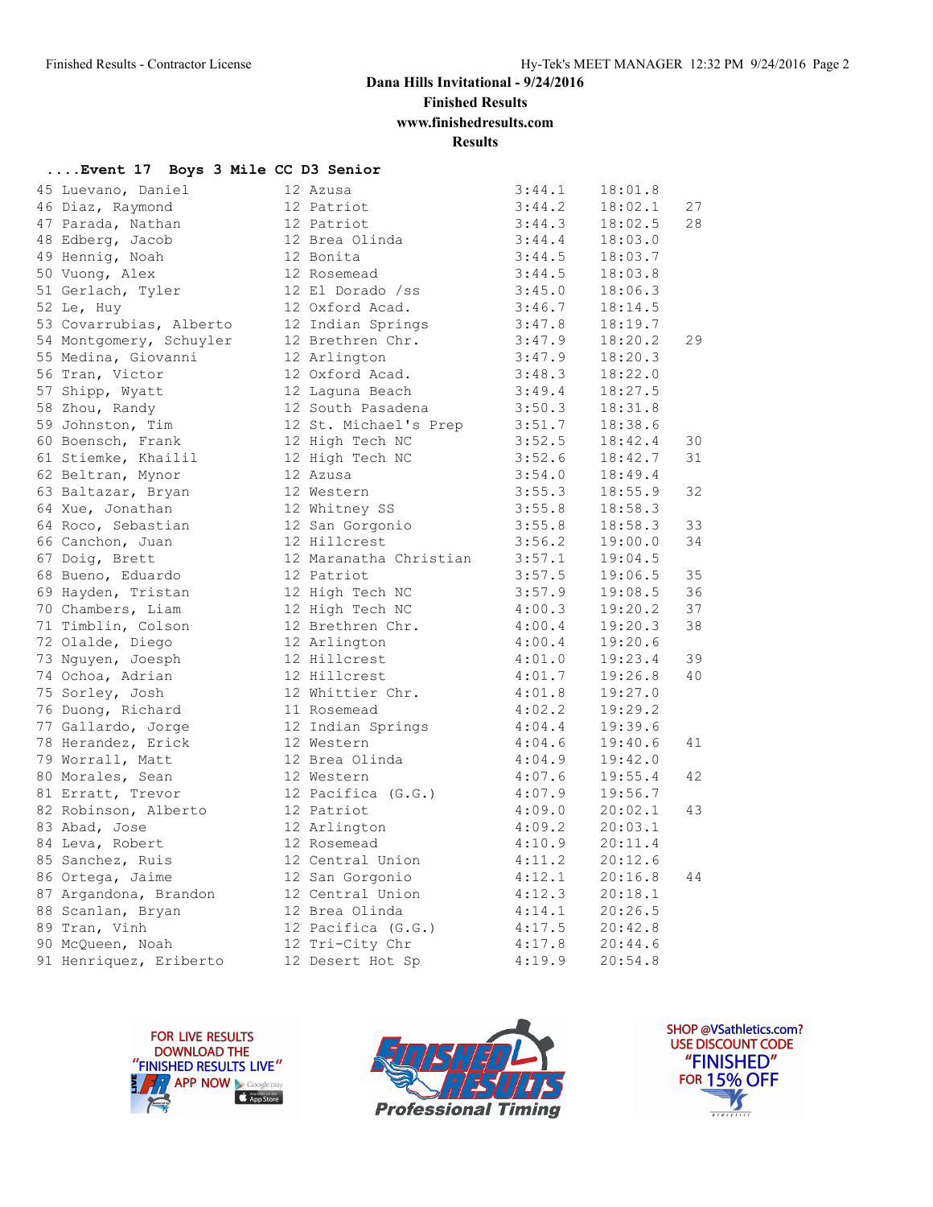Dana Hills Invitational - 9/24/2016

Finished Results

www.finishedresults.com

Results

**....Event 17  Boys 3 Mile CC D3 Senior**

| Place | Name | Yr | School | Pace | Time | Points |
|---|---|---|---|---|---|---|
| 45 | Luevano, Daniel | 12 | Azusa | 3:44.1 | 18:01.8 | |
| 46 | Diaz, Raymond | 12 | Patriot | 3:44.2 | 18:02.1 | 27 |
| 47 | Parada, Nathan | 12 | Patriot | 3:44.3 | 18:02.5 | 28 |
| 48 | Edberg, Jacob | 12 | Brea Olinda | 3:44.4 | 18:03.0 | |
| 49 | Hennig, Noah | 12 | Bonita | 3:44.5 | 18:03.7 | |
| 50 | Vuong, Alex | 12 | Rosemead | 3:44.5 | 18:03.8 | |
| 51 | Gerlach, Tyler | 12 | El Dorado /ss | 3:45.0 | 18:06.3 | |
| 52 | Le, Huy | 12 | Oxford Acad. | 3:46.7 | 18:14.5 | |
| 53 | Covarrubias, Alberto | 12 | Indian Springs | 3:47.8 | 18:19.7 | |
| 54 | Montgomery, Schuyler | 12 | Brethren Chr. | 3:47.9 | 18:20.2 | 29 |
| 55 | Medina, Giovanni | 12 | Arlington | 3:47.9 | 18:20.3 | |
| 56 | Tran, Victor | 12 | Oxford Acad. | 3:48.3 | 18:22.0 | |
| 57 | Shipp, Wyatt | 12 | Laguna Beach | 3:49.4 | 18:27.5 | |
| 58 | Zhou, Randy | 12 | South Pasadena | 3:50.3 | 18:31.8 | |
| 59 | Johnston, Tim | 12 | St. Michael's Prep | 3:51.7 | 18:38.6 | |
| 60 | Boensch, Frank | 12 | High Tech NC | 3:52.5 | 18:42.4 | 30 |
| 61 | Stiemke, Khailil | 12 | High Tech NC | 3:52.6 | 18:42.7 | 31 |
| 62 | Beltran, Mynor | 12 | Azusa | 3:54.0 | 18:49.4 | |
| 63 | Baltazar, Bryan | 12 | Western | 3:55.3 | 18:55.9 | 32 |
| 64 | Xue, Jonathan | 12 | Whitney SS | 3:55.8 | 18:58.3 | |
| 64 | Roco, Sebastian | 12 | San Gorgonio | 3:55.8 | 18:58.3 | 33 |
| 66 | Canchon, Juan | 12 | Hillcrest | 3:56.2 | 19:00.0 | 34 |
| 67 | Doig, Brett | 12 | Maranatha Christian | 3:57.1 | 19:04.5 | |
| 68 | Bueno, Eduardo | 12 | Patriot | 3:57.5 | 19:06.5 | 35 |
| 69 | Hayden, Tristan | 12 | High Tech NC | 3:57.9 | 19:08.5 | 36 |
| 70 | Chambers, Liam | 12 | High Tech NC | 4:00.3 | 19:20.2 | 37 |
| 71 | Timblin, Colson | 12 | Brethren Chr. | 4:00.4 | 19:20.3 | 38 |
| 72 | Olalde, Diego | 12 | Arlington | 4:00.4 | 19:20.6 | |
| 73 | Nguyen, Joesph | 12 | Hillcrest | 4:01.0 | 19:23.4 | 39 |
| 74 | Ochoa, Adrian | 12 | Hillcrest | 4:01.7 | 19:26.8 | 40 |
| 75 | Sorley, Josh | 12 | Whittier Chr. | 4:01.8 | 19:27.0 | |
| 76 | Duong, Richard | 11 | Rosemead | 4:02.2 | 19:29.2 | |
| 77 | Gallardo, Jorge | 12 | Indian Springs | 4:04.4 | 19:39.6 | |
| 78 | Herandez, Erick | 12 | Western | 4:04.6 | 19:40.6 | 41 |
| 79 | Worrall, Matt | 12 | Brea Olinda | 4:04.9 | 19:42.0 | |
| 80 | Morales, Sean | 12 | Western | 4:07.6 | 19:55.4 | 42 |
| 81 | Erratt, Trevor | 12 | Pacifica (G.G.) | 4:07.9 | 19:56.7 | |
| 82 | Robinson, Alberto | 12 | Patriot | 4:09.0 | 20:02.1 | 43 |
| 83 | Abad, Jose | 12 | Arlington | 4:09.2 | 20:03.1 | |
| 84 | Leva, Robert | 12 | Rosemead | 4:10.9 | 20:11.4 | |
| 85 | Sanchez, Ruis | 12 | Central Union | 4:11.2 | 20:12.6 | |
| 86 | Ortega, Jaime | 12 | San Gorgonio | 4:12.1 | 20:16.8 | 44 |
| 87 | Argandona, Brandon | 12 | Central Union | 4:12.3 | 20:18.1 | |
| 88 | Scanlan, Bryan | 12 | Brea Olinda | 4:14.1 | 20:26.5 | |
| 89 | Tran, Vinh | 12 | Pacifica (G.G.) | 4:17.5 | 20:42.8 | |
| 90 | McQueen, Noah | 12 | Tri-City Chr | 4:17.8 | 20:44.6 | |
| 91 | Henriquez, Eriberto | 12 | Desert Hot Sp | 4:19.9 | 20:54.8 | |

FOR LIVE RESULTS DOWNLOAD THE "FINISHED RESULTS LIVE" APP NOW

FINISHED RESULTS Professional Timing

SHOP @VSathletics.com? USE DISCOUNT CODE "FINISHED" FOR 15% OFF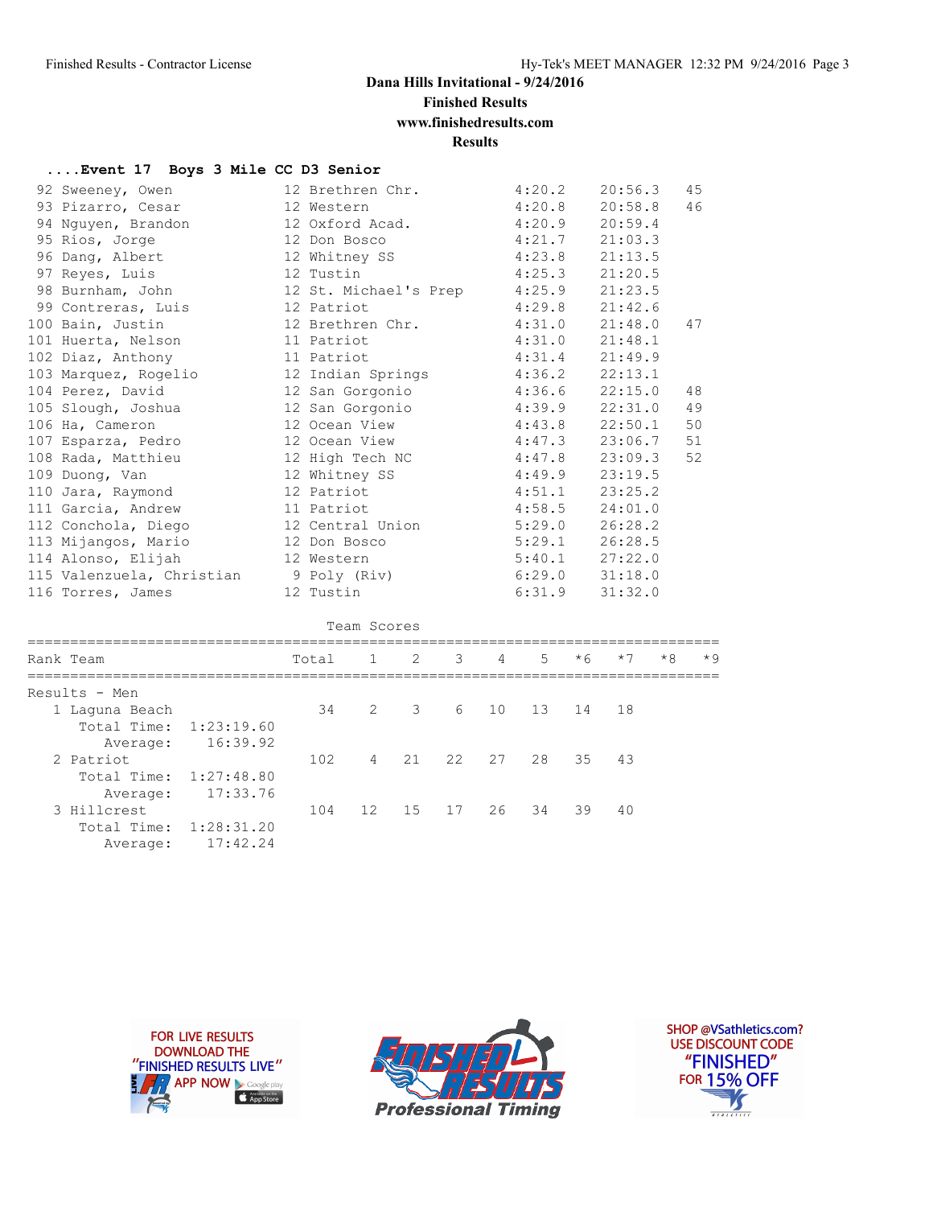Dana Hills Invitational - 9/24/2016

Finished Results

www.finishedresults.com

Results

#### ....Event 17 Boys 3 Mile CC D3 Senior

| Place | Name | Year | School | Avg Mile | Finals | Points |
|---|---|---|---|---|---|---|
| 92 | Sweeney, Owen | 12 | Brethren Chr. | 4:20.2 | 20:56.3 | 45 |
| 93 | Pizarro, Cesar | 12 | Western | 4:20.8 | 20:58.8 | 46 |
| 94 | Nguyen, Brandon | 12 | Oxford Acad. | 4:20.9 | 20:59.4 | |
| 95 | Rios, Jorge | 12 | Don Bosco | 4:21.7 | 21:03.3 | |
| 96 | Dang, Albert | 12 | Whitney SS | 4:23.8 | 21:13.5 | |
| 97 | Reyes, Luis | 12 | Tustin | 4:25.3 | 21:20.5 | |
| 98 | Burnham, John | 12 | St. Michael's Prep | 4:25.9 | 21:23.5 | |
| 99 | Contreras, Luis | 12 | Patriot | 4:29.8 | 21:42.6 | |
| 100 | Bain, Justin | 12 | Brethren Chr. | 4:31.0 | 21:48.0 | 47 |
| 101 | Huerta, Nelson | 11 | Patriot | 4:31.0 | 21:48.1 | |
| 102 | Diaz, Anthony | 11 | Patriot | 4:31.4 | 21:49.9 | |
| 103 | Marquez, Rogelio | 12 | Indian Springs | 4:36.2 | 22:13.1 | |
| 104 | Perez, David | 12 | San Gorgonio | 4:36.6 | 22:15.0 | 48 |
| 105 | Slough, Joshua | 12 | San Gorgonio | 4:39.9 | 22:31.0 | 49 |
| 106 | Ha, Cameron | 12 | Ocean View | 4:43.8 | 22:50.1 | 50 |
| 107 | Esparza, Pedro | 12 | Ocean View | 4:47.3 | 23:06.7 | 51 |
| 108 | Rada, Matthieu | 12 | High Tech NC | 4:47.8 | 23:09.3 | 52 |
| 109 | Duong, Van | 12 | Whitney SS | 4:49.9 | 23:19.5 | |
| 110 | Jara, Raymond | 12 | Patriot | 4:51.1 | 23:25.2 | |
| 111 | Garcia, Andrew | 11 | Patriot | 4:58.5 | 24:01.0 | |
| 112 | Conchola, Diego | 12 | Central Union | 5:29.0 | 26:28.2 | |
| 113 | Mijangos, Mario | 12 | Don Bosco | 5:29.1 | 26:28.5 | |
| 114 | Alonso, Elijah | 12 | Western | 5:40.1 | 27:22.0 | |
| 115 | Valenzuela, Christian | 9 | Poly (Riv) | 6:29.0 | 31:18.0 | |
| 116 | Torres, James | 12 | Tustin | 6:31.9 | 31:32.0 | |

Team Scores

| Rank | Team | Total | 1 | 2 | 3 | 4 | 5 | *6 | *7 | *8 | *9 |
|---|---|---|---|---|---|---|---|---|---|---|---|
| Results - Men | | | | | | | | | | | |
| 1 | Laguna Beach | 34 | 2 | 3 | 6 | 10 | 13 | 14 | 18 | | |
| | Total Time: 1:23:19.60 | | | | | | | | | | |
| | Average: 16:39.92 | | | | | | | | | | |
| 2 | Patriot | 102 | 4 | 21 | 22 | 27 | 28 | 35 | 43 | | |
| | Total Time: 1:27:48.80 | | | | | | | | | | |
| | Average: 17:33.76 | | | | | | | | | | |
| 3 | Hillcrest | 104 | 12 | 15 | 17 | 26 | 34 | 39 | 40 | | |
| | Total Time: 1:28:31.20 | | | | | | | | | | |
| | Average: 17:42.24 | | | | | | | | | | |

FOR LIVE RESULTS DOWNLOAD THE "FINISHED RESULTS LIVE" APP NOW

FINISHED RESULTS Professional Timing

SHOP @VSathletics.com? USE DISCOUNT CODE "FINISHED" FOR 15% OFF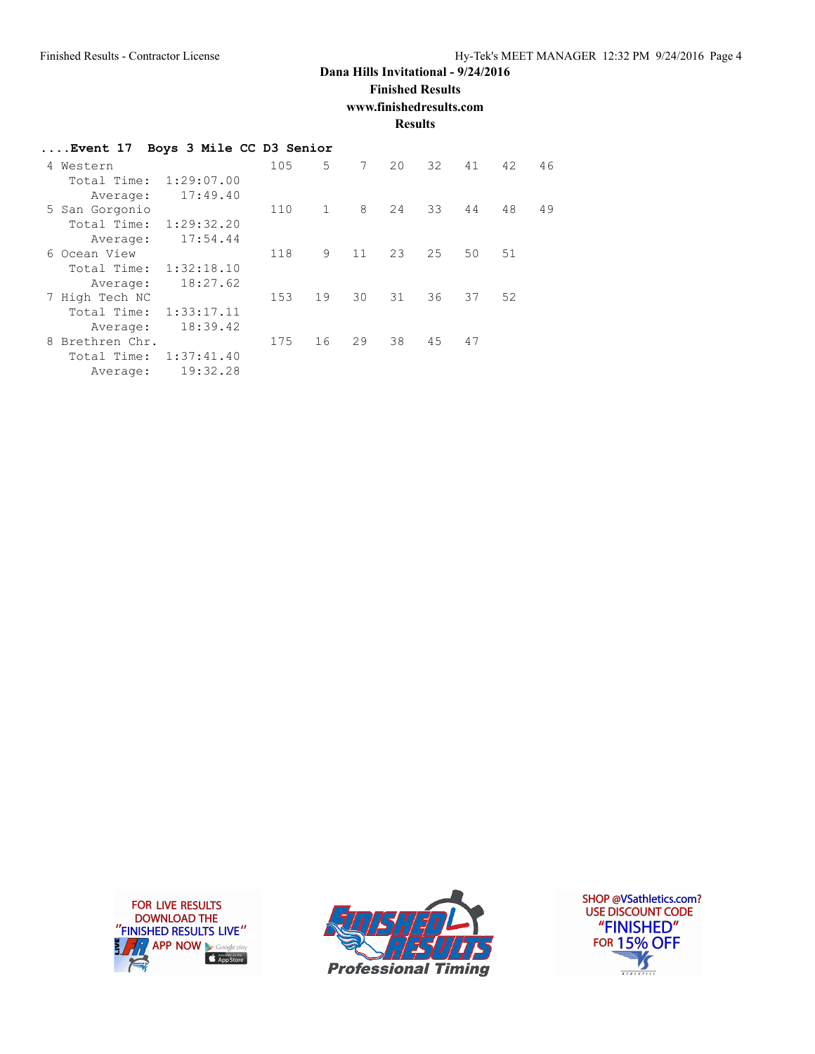Dana Hills Invitational - 9/24/2016

Finished Results

www.finishedresults.com

Results

**....Event 17 Boys 3 Mile CC D3 Senior**

```
 4 Western                105    5    7   20   32   41   42   46
    Total Time:  1:29:07.00
       Average:    17:49.40
 5 San Gorgonio           110    1    8   24   33   44   48   49
    Total Time:  1:29:32.20
       Average:    17:54.44
 6 Ocean View             118    9   11   23   25   50   51
    Total Time:  1:32:18.10
       Average:    18:27.62
 7 High Tech NC           153   19   30   31   36   37   52
    Total Time:  1:33:17.11
       Average:    18:39.42
 8 Brethren Chr.          175   16   29   38   45   47
    Total Time:  1:37:41.40
       Average:    19:32.28
```

FOR LIVE RESULTS DOWNLOAD THE "FINISHED RESULTS LIVE" APP NOW

FINISHED RESULTS Professional Timing

SHOP @VSathletics.com? USE DISCOUNT CODE "FINISHED" FOR 15% OFF